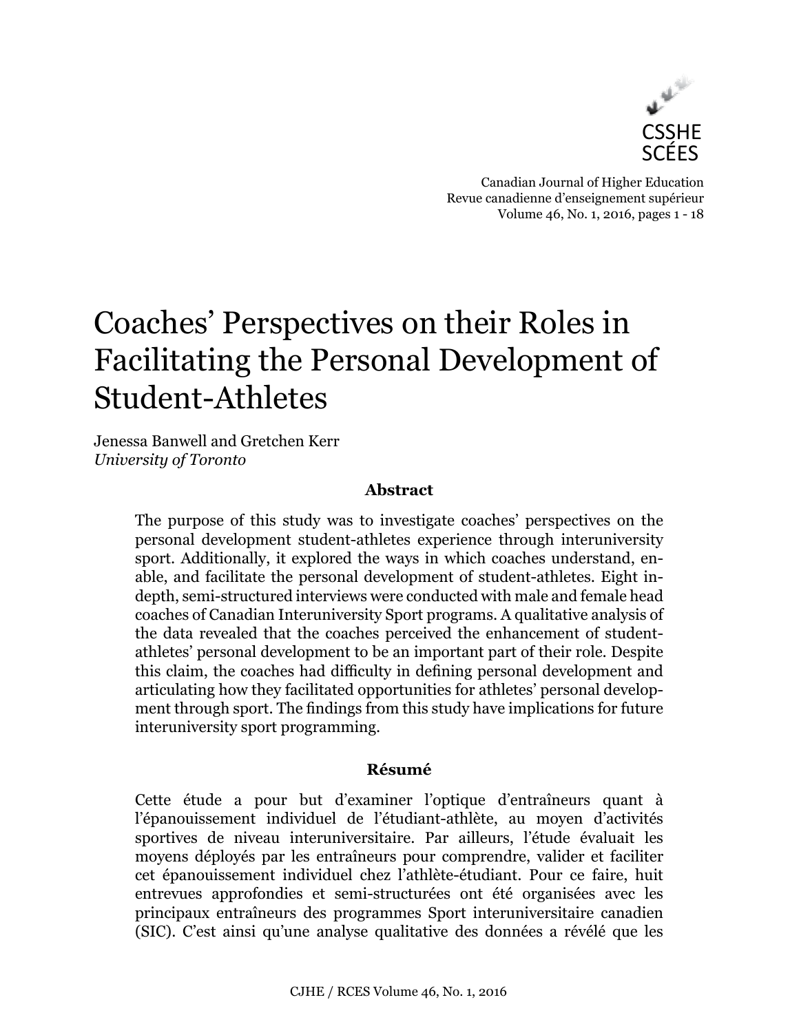CSSHE
SCÉES

Canadian Journal of Higher Education
Revue canadienne d'enseignement supérieur
Volume 46, No. 1, 2016, pages 1 - 18

# Coaches' Perspectives on their Roles in Facilitating the Personal Development of Student-Athletes

Jenessa Banwell and Gretchen Kerr
*University of Toronto*

### Abstract

The purpose of this study was to investigate coaches' perspectives on the personal development student-athletes experience through interuniversity sport. Additionally, it explored the ways in which coaches understand, enable, and facilitate the personal development of student-athletes. Eight in-depth, semi-structured interviews were conducted with male and female head coaches of Canadian Interuniversity Sport programs. A qualitative analysis of the data revealed that the coaches perceived the enhancement of student-athletes' personal development to be an important part of their role. Despite this claim, the coaches had difficulty in defining personal development and articulating how they facilitated opportunities for athletes' personal development through sport. The findings from this study have implications for future interuniversity sport programming.

### Résumé

Cette étude a pour but d'examiner l'optique d'entraîneurs quant à l'épanouissement individuel de l'étudiant-athlète, au moyen d'activités sportives de niveau interuniversitaire. Par ailleurs, l'étude évaluait les moyens déployés par les entraîneurs pour comprendre, valider et faciliter cet épanouissement individuel chez l'athlète-étudiant. Pour ce faire, huit entrevues approfondies et semi-structurées ont été organisées avec les principaux entraîneurs des programmes Sport interuniversitaire canadien (SIC). C'est ainsi qu'une analyse qualitative des données a révélé que les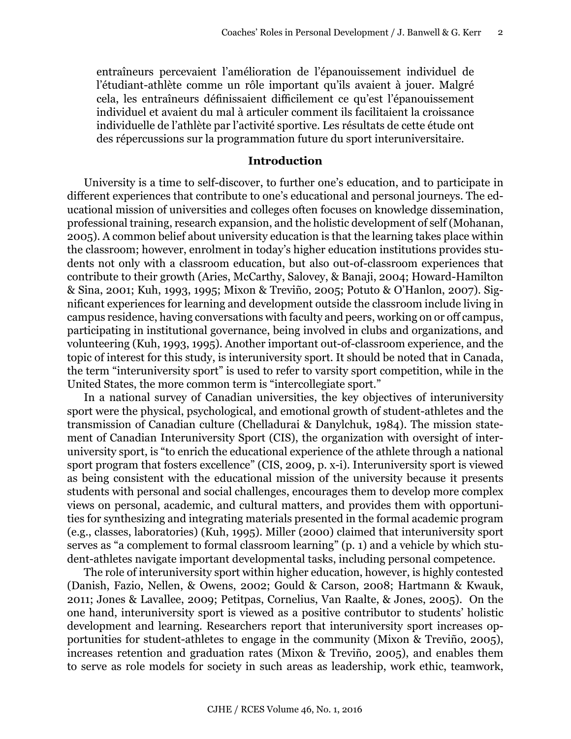entraîneurs percevaient l'amélioration de l'épanouissement individuel de l'étudiant-athlète comme un rôle important qu'ils avaient à jouer. Malgré cela, les entraîneurs définissaient difficilement ce qu'est l'épanouissement individuel et avaient du mal à articuler comment ils facilitaient la croissance individuelle de l'athlète par l'activité sportive. Les résultats de cette étude ont des répercussions sur la programmation future du sport interuniversitaire.

## Introduction

University is a time to self-discover, to further one's education, and to participate in different experiences that contribute to one's educational and personal journeys. The educational mission of universities and colleges often focuses on knowledge dissemination, professional training, research expansion, and the holistic development of self (Mohanan, 2005). A common belief about university education is that the learning takes place within the classroom; however, enrolment in today's higher education institutions provides students not only with a classroom education, but also out-of-classroom experiences that contribute to their growth (Aries, McCarthy, Salovey, & Banaji, 2004; Howard-Hamilton & Sina, 2001; Kuh, 1993, 1995; Mixon & Treviño, 2005; Potuto & O'Hanlon, 2007). Significant experiences for learning and development outside the classroom include living in campus residence, having conversations with faculty and peers, working on or off campus, participating in institutional governance, being involved in clubs and organizations, and volunteering (Kuh, 1993, 1995). Another important out-of-classroom experience, and the topic of interest for this study, is interuniversity sport. It should be noted that in Canada, the term "interuniversity sport" is used to refer to varsity sport competition, while in the United States, the more common term is "intercollegiate sport."

In a national survey of Canadian universities, the key objectives of interuniversity sport were the physical, psychological, and emotional growth of student-athletes and the transmission of Canadian culture (Chelladurai & Danylchuk, 1984). The mission statement of Canadian Interuniversity Sport (CIS), the organization with oversight of interuniversity sport, is "to enrich the educational experience of the athlete through a national sport program that fosters excellence" (CIS, 2009, p. x-i). Interuniversity sport is viewed as being consistent with the educational mission of the university because it presents students with personal and social challenges, encourages them to develop more complex views on personal, academic, and cultural matters, and provides them with opportunities for synthesizing and integrating materials presented in the formal academic program (e.g., classes, laboratories) (Kuh, 1995). Miller (2000) claimed that interuniversity sport serves as "a complement to formal classroom learning" (p. 1) and a vehicle by which student-athletes navigate important developmental tasks, including personal competence.

The role of interuniversity sport within higher education, however, is highly contested (Danish, Fazio, Nellen, & Owens, 2002; Gould & Carson, 2008; Hartmann & Kwauk, 2011; Jones & Lavallee, 2009; Petitpas, Cornelius, Van Raalte, & Jones, 2005). On the one hand, interuniversity sport is viewed as a positive contributor to students' holistic development and learning. Researchers report that interuniversity sport increases opportunities for student-athletes to engage in the community (Mixon & Treviño, 2005), increases retention and graduation rates (Mixon & Treviño, 2005), and enables them to serve as role models for society in such areas as leadership, work ethic, teamwork,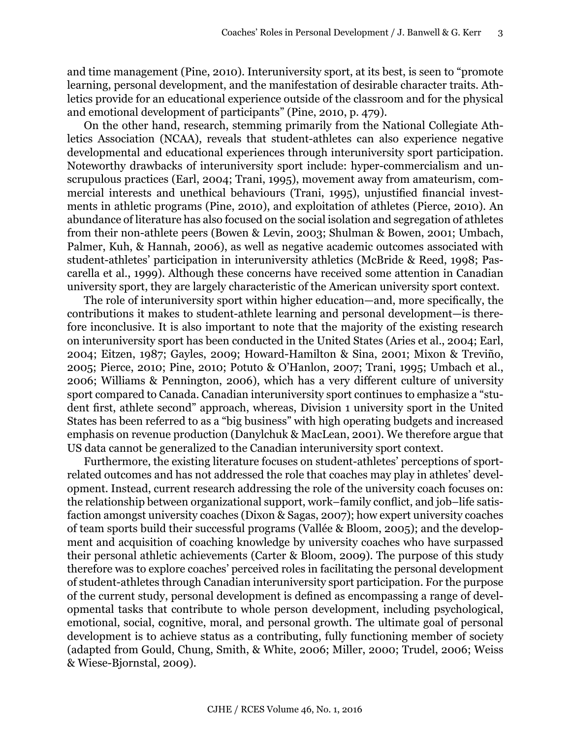and time management (Pine, 2010). Interuniversity sport, at its best, is seen to "promote learning, personal development, and the manifestation of desirable character traits. Athletics provide for an educational experience outside of the classroom and for the physical and emotional development of participants" (Pine, 2010, p. 479).

On the other hand, research, stemming primarily from the National Collegiate Athletics Association (NCAA), reveals that student-athletes can also experience negative developmental and educational experiences through interuniversity sport participation. Noteworthy drawbacks of interuniversity sport include: hyper-commercialism and unscrupulous practices (Earl, 2004; Trani, 1995), movement away from amateurism, commercial interests and unethical behaviours (Trani, 1995), unjustified financial investments in athletic programs (Pine, 2010), and exploitation of athletes (Pierce, 2010). An abundance of literature has also focused on the social isolation and segregation of athletes from their non-athlete peers (Bowen & Levin, 2003; Shulman & Bowen, 2001; Umbach, Palmer, Kuh, & Hannah, 2006), as well as negative academic outcomes associated with student-athletes' participation in interuniversity athletics (McBride & Reed, 1998; Pascarella et al., 1999). Although these concerns have received some attention in Canadian university sport, they are largely characteristic of the American university sport context.

The role of interuniversity sport within higher education—and, more specifically, the contributions it makes to student-athlete learning and personal development—is therefore inconclusive. It is also important to note that the majority of the existing research on interuniversity sport has been conducted in the United States (Aries et al., 2004; Earl, 2004; Eitzen, 1987; Gayles, 2009; Howard-Hamilton & Sina, 2001; Mixon & Treviño, 2005; Pierce, 2010; Pine, 2010; Potuto & O'Hanlon, 2007; Trani, 1995; Umbach et al., 2006; Williams & Pennington, 2006), which has a very different culture of university sport compared to Canada. Canadian interuniversity sport continues to emphasize a "student first, athlete second" approach, whereas, Division 1 university sport in the United States has been referred to as a "big business" with high operating budgets and increased emphasis on revenue production (Danylchuk & MacLean, 2001). We therefore argue that US data cannot be generalized to the Canadian interuniversity sport context.

Furthermore, the existing literature focuses on student-athletes' perceptions of sport-related outcomes and has not addressed the role that coaches may play in athletes' development. Instead, current research addressing the role of the university coach focuses on: the relationship between organizational support, work–family conflict, and job–life satisfaction amongst university coaches (Dixon & Sagas, 2007); how expert university coaches of team sports build their successful programs (Vallée & Bloom, 2005); and the development and acquisition of coaching knowledge by university coaches who have surpassed their personal athletic achievements (Carter & Bloom, 2009). The purpose of this study therefore was to explore coaches' perceived roles in facilitating the personal development of student-athletes through Canadian interuniversity sport participation. For the purpose of the current study, personal development is defined as encompassing a range of developmental tasks that contribute to whole person development, including psychological, emotional, social, cognitive, moral, and personal growth. The ultimate goal of personal development is to achieve status as a contributing, fully functioning member of society (adapted from Gould, Chung, Smith, & White, 2006; Miller, 2000; Trudel, 2006; Weiss & Wiese-Bjornstal, 2009).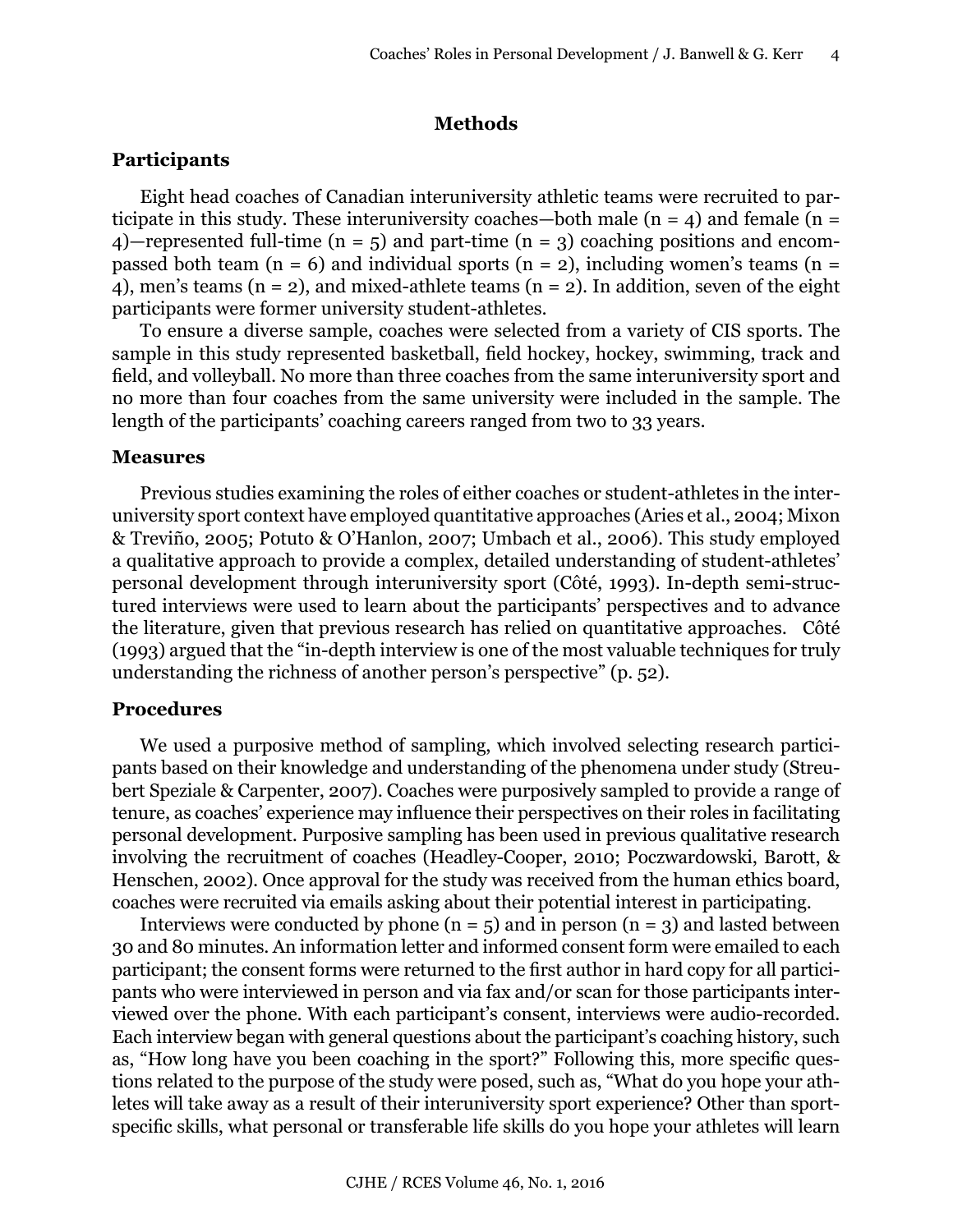# Methods

## Participants

Eight head coaches of Canadian interuniversity athletic teams were recruited to participate in this study. These interuniversity coaches—both male (n = 4) and female (n = 4)—represented full-time (n = 5) and part-time (n = 3) coaching positions and encompassed both team (n = 6) and individual sports (n = 2), including women's teams (n = 4), men's teams (n = 2), and mixed-athlete teams (n = 2). In addition, seven of the eight participants were former university student-athletes.

To ensure a diverse sample, coaches were selected from a variety of CIS sports. The sample in this study represented basketball, field hockey, hockey, swimming, track and field, and volleyball. No more than three coaches from the same interuniversity sport and no more than four coaches from the same university were included in the sample. The length of the participants' coaching careers ranged from two to 33 years.

## Measures

Previous studies examining the roles of either coaches or student-athletes in the interuniversity sport context have employed quantitative approaches (Aries et al., 2004; Mixon & Treviño, 2005; Potuto & O'Hanlon, 2007; Umbach et al., 2006). This study employed a qualitative approach to provide a complex, detailed understanding of student-athletes' personal development through interuniversity sport (Côté, 1993). In-depth semi-structured interviews were used to learn about the participants' perspectives and to advance the literature, given that previous research has relied on quantitative approaches. Côté (1993) argued that the "in-depth interview is one of the most valuable techniques for truly understanding the richness of another person's perspective" (p. 52).

## Procedures

We used a purposive method of sampling, which involved selecting research participants based on their knowledge and understanding of the phenomena under study (Streubert Speziale & Carpenter, 2007). Coaches were purposively sampled to provide a range of tenure, as coaches' experience may influence their perspectives on their roles in facilitating personal development. Purposive sampling has been used in previous qualitative research involving the recruitment of coaches (Headley-Cooper, 2010; Poczwardowski, Barott, & Henschen, 2002). Once approval for the study was received from the human ethics board, coaches were recruited via emails asking about their potential interest in participating.

Interviews were conducted by phone (n = 5) and in person (n = 3) and lasted between 30 and 80 minutes. An information letter and informed consent form were emailed to each participant; the consent forms were returned to the first author in hard copy for all participants who were interviewed in person and via fax and/or scan for those participants interviewed over the phone. With each participant's consent, interviews were audio-recorded. Each interview began with general questions about the participant's coaching history, such as, "How long have you been coaching in the sport?" Following this, more specific questions related to the purpose of the study were posed, such as, "What do you hope your athletes will take away as a result of their interuniversity sport experience? Other than sport-specific skills, what personal or transferable life skills do you hope your athletes will learn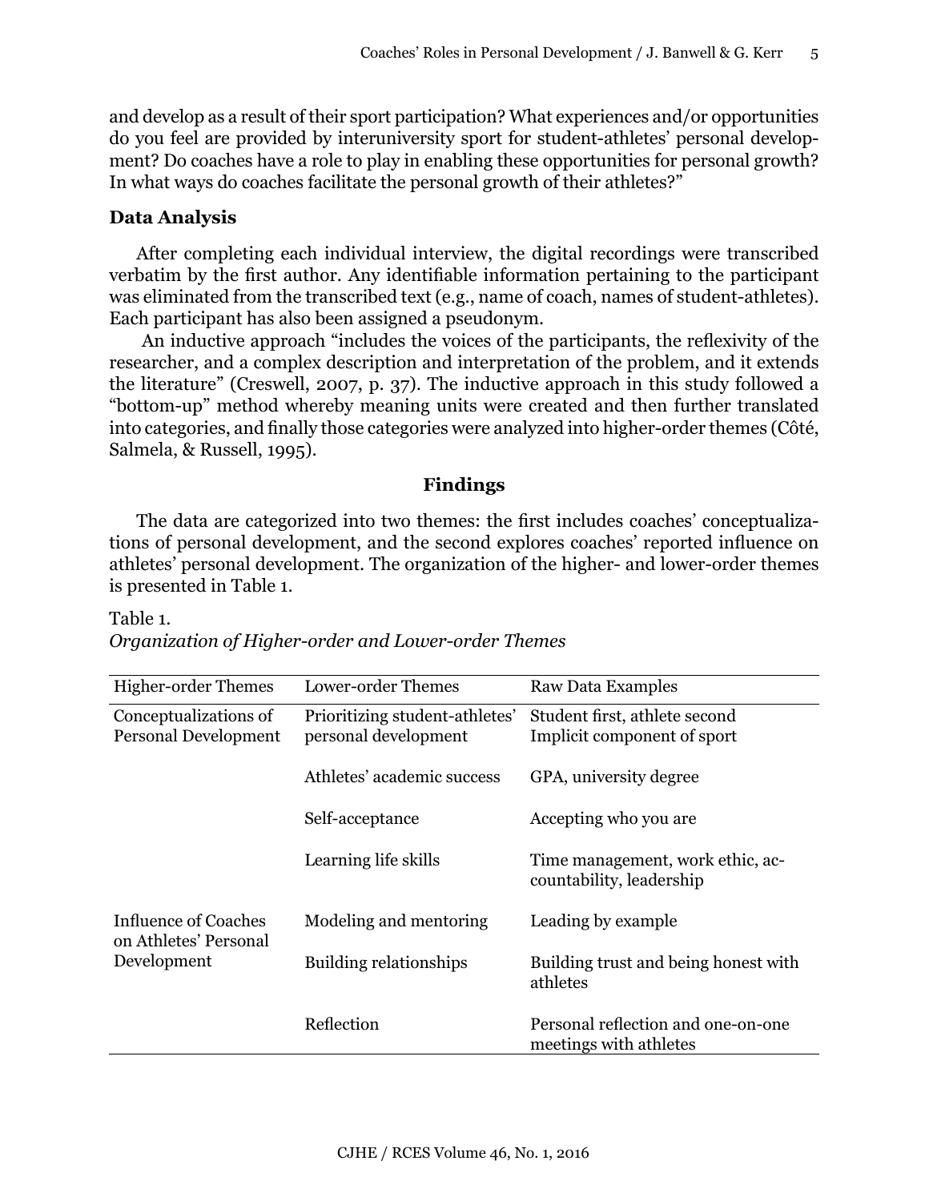and develop as a result of their sport participation? What experiences and/or opportunities do you feel are provided by interuniversity sport for student-athletes' personal development? Do coaches have a role to play in enabling these opportunities for personal growth? In what ways do coaches facilitate the personal growth of their athletes?"

### Data Analysis

After completing each individual interview, the digital recordings were transcribed verbatim by the first author. Any identifiable information pertaining to the participant was eliminated from the transcribed text (e.g., name of coach, names of student-athletes). Each participant has also been assigned a pseudonym.

An inductive approach "includes the voices of the participants, the reflexivity of the researcher, and a complex description and interpretation of the problem, and it extends the literature" (Creswell, 2007, p. 37). The inductive approach in this study followed a "bottom-up" method whereby meaning units were created and then further translated into categories, and finally those categories were analyzed into higher-order themes (Côté, Salmela, & Russell, 1995).

## Findings

The data are categorized into two themes: the first includes coaches' conceptualizations of personal development, and the second explores coaches' reported influence on athletes' personal development. The organization of the higher- and lower-order themes is presented in Table 1.

Table 1.
*Organization of Higher-order and Lower-order Themes*

| Higher-order Themes | Lower-order Themes | Raw Data Examples |
|---|---|---|
| Conceptualizations of Personal Development | Prioritizing student-athletes' personal development | Student first, athlete second<br>Implicit component of sport |
| | Athletes' academic success | GPA, university degree |
| | Self-acceptance | Accepting who you are |
| | Learning life skills | Time management, work ethic, accountability, leadership |
| Influence of Coaches on Athletes' Personal Development | Modeling and mentoring | Leading by example |
| | Building relationships | Building trust and being honest with athletes |
| | Reflection | Personal reflection and one-on-one meetings with athletes |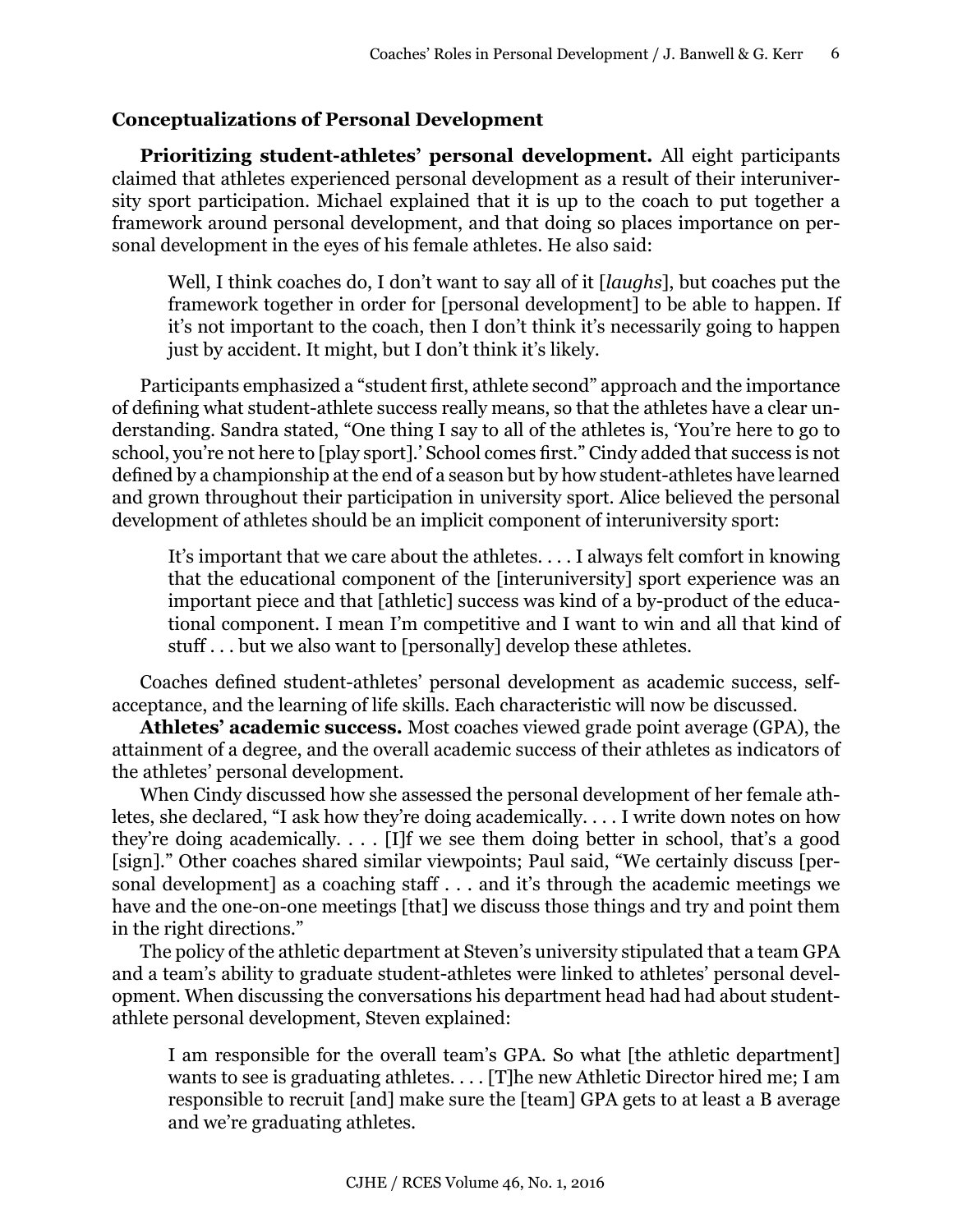### Conceptualizations of Personal Development

**Prioritizing student-athletes' personal development.** All eight participants claimed that athletes experienced personal development as a result of their interuniversity sport participation. Michael explained that it is up to the coach to put together a framework around personal development, and that doing so places importance on personal development in the eyes of his female athletes. He also said:

> Well, I think coaches do, I don't want to say all of it [*laughs*], but coaches put the framework together in order for [personal development] to be able to happen. If it's not important to the coach, then I don't think it's necessarily going to happen just by accident. It might, but I don't think it's likely.

Participants emphasized a "student first, athlete second" approach and the importance of defining what student-athlete success really means, so that the athletes have a clear understanding. Sandra stated, "One thing I say to all of the athletes is, 'You're here to go to school, you're not here to [play sport].' School comes first." Cindy added that success is not defined by a championship at the end of a season but by how student-athletes have learned and grown throughout their participation in university sport. Alice believed the personal development of athletes should be an implicit component of interuniversity sport:

> It's important that we care about the athletes. . . . I always felt comfort in knowing that the educational component of the [interuniversity] sport experience was an important piece and that [athletic] success was kind of a by-product of the educational component. I mean I'm competitive and I want to win and all that kind of stuff . . . but we also want to [personally] develop these athletes.

Coaches defined student-athletes' personal development as academic success, self-acceptance, and the learning of life skills. Each characteristic will now be discussed.

**Athletes' academic success.** Most coaches viewed grade point average (GPA), the attainment of a degree, and the overall academic success of their athletes as indicators of the athletes' personal development.

When Cindy discussed how she assessed the personal development of her female athletes, she declared, "I ask how they're doing academically. . . . I write down notes on how they're doing academically. . . . [I]f we see them doing better in school, that's a good [sign]." Other coaches shared similar viewpoints; Paul said, "We certainly discuss [personal development] as a coaching staff . . . and it's through the academic meetings we have and the one-on-one meetings [that] we discuss those things and try and point them in the right directions."

The policy of the athletic department at Steven's university stipulated that a team GPA and a team's ability to graduate student-athletes were linked to athletes' personal development. When discussing the conversations his department head had had about student-athlete personal development, Steven explained:

> I am responsible for the overall team's GPA. So what [the athletic department] wants to see is graduating athletes. . . . [T]he new Athletic Director hired me; I am responsible to recruit [and] make sure the [team] GPA gets to at least a B average and we're graduating athletes.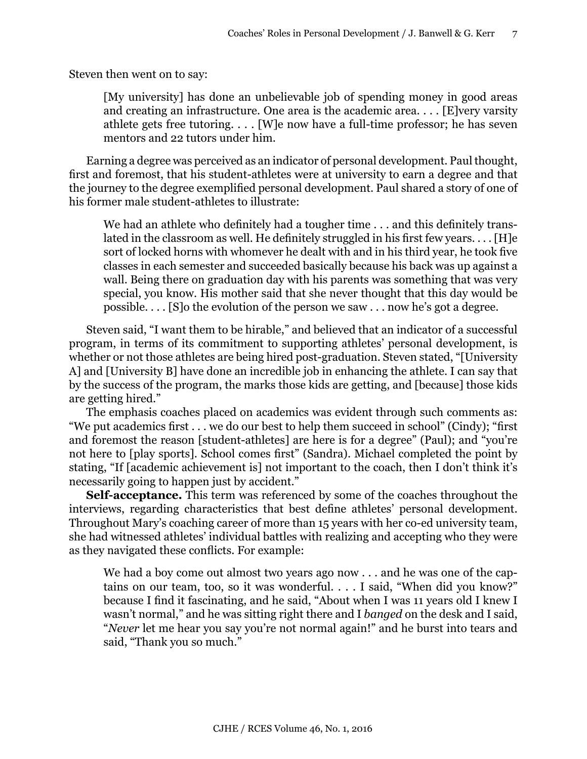Steven then went on to say:

> [My university] has done an unbelievable job of spending money in good areas and creating an infrastructure. One area is the academic area. . . . [E]very varsity athlete gets free tutoring. . . . [W]e now have a full-time professor; he has seven mentors and 22 tutors under him.

Earning a degree was perceived as an indicator of personal development. Paul thought, first and foremost, that his student-athletes were at university to earn a degree and that the journey to the degree exemplified personal development. Paul shared a story of one of his former male student-athletes to illustrate:

> We had an athlete who definitely had a tougher time . . . and this definitely translated in the classroom as well. He definitely struggled in his first few years. . . . [H]e sort of locked horns with whomever he dealt with and in his third year, he took five classes in each semester and succeeded basically because his back was up against a wall. Being there on graduation day with his parents was something that was very special, you know. His mother said that she never thought that this day would be possible. . . . [S]o the evolution of the person we saw . . . now he's got a degree.

Steven said, "I want them to be hirable," and believed that an indicator of a successful program, in terms of its commitment to supporting athletes' personal development, is whether or not those athletes are being hired post-graduation. Steven stated, "[University A] and [University B] have done an incredible job in enhancing the athlete. I can say that by the success of the program, the marks those kids are getting, and [because] those kids are getting hired."

The emphasis coaches placed on academics was evident through such comments as: "We put academics first . . . we do our best to help them succeed in school" (Cindy); "first and foremost the reason [student-athletes] are here is for a degree" (Paul); and "you're not here to [play sports]. School comes first" (Sandra). Michael completed the point by stating, "If [academic achievement is] not important to the coach, then I don't think it's necessarily going to happen just by accident."

**Self-acceptance.** This term was referenced by some of the coaches throughout the interviews, regarding characteristics that best define athletes' personal development. Throughout Mary's coaching career of more than 15 years with her co-ed university team, she had witnessed athletes' individual battles with realizing and accepting who they were as they navigated these conflicts. For example:

> We had a boy come out almost two years ago now . . . and he was one of the captains on our team, too, so it was wonderful. . . . I said, "When did you know?" because I find it fascinating, and he said, "About when I was 11 years old I knew I wasn't normal," and he was sitting right there and I *banged* on the desk and I said, "*Never* let me hear you say you're not normal again!" and he burst into tears and said, "Thank you so much."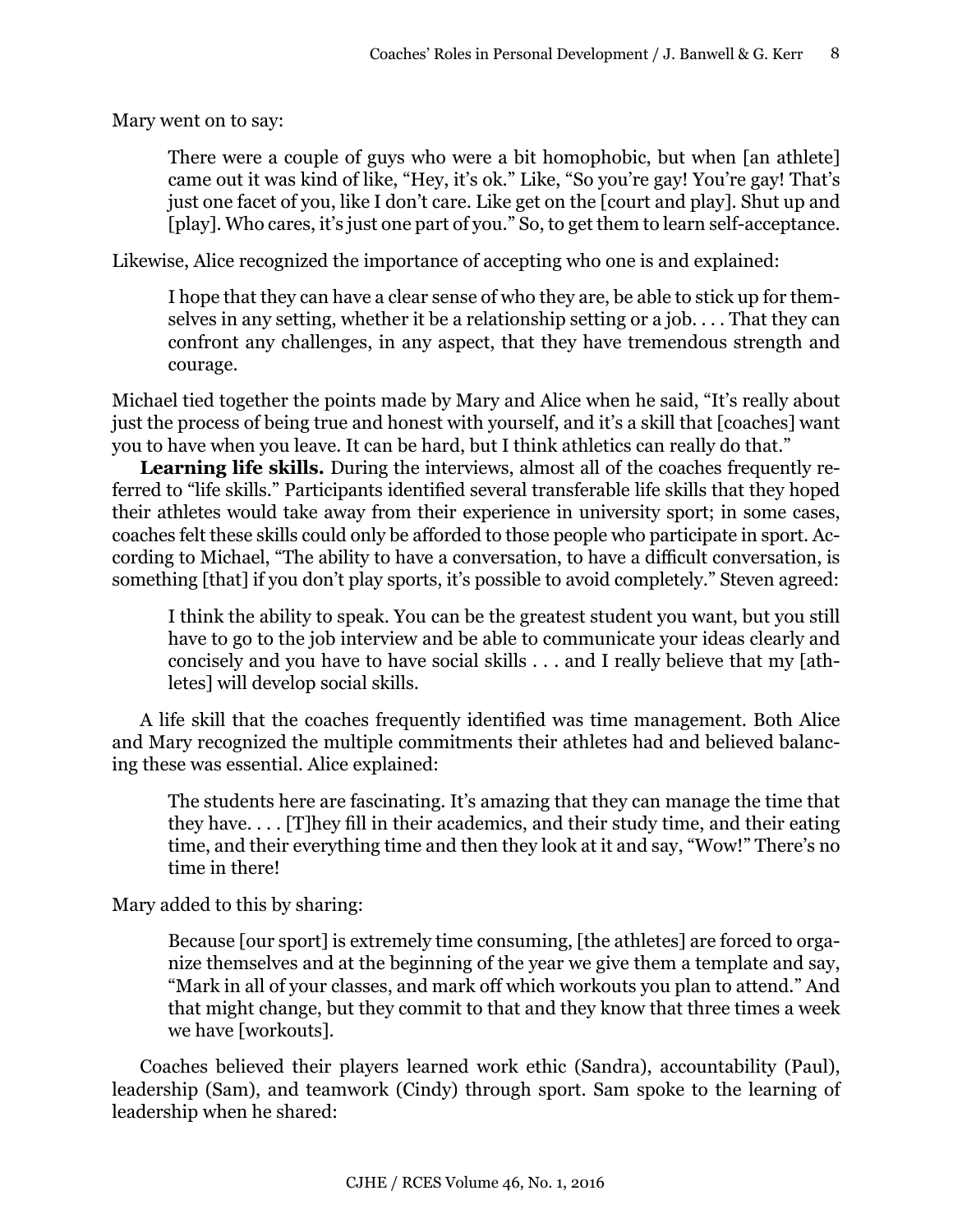Mary went on to say:

> There were a couple of guys who were a bit homophobic, but when [an athlete] came out it was kind of like, "Hey, it's ok." Like, "So you're gay! You're gay! That's just one facet of you, like I don't care. Like get on the [court and play]. Shut up and [play]. Who cares, it's just one part of you." So, to get them to learn self-acceptance.

Likewise, Alice recognized the importance of accepting who one is and explained:

> I hope that they can have a clear sense of who they are, be able to stick up for themselves in any setting, whether it be a relationship setting or a job. . . . That they can confront any challenges, in any aspect, that they have tremendous strength and courage.

Michael tied together the points made by Mary and Alice when he said, "It's really about just the process of being true and honest with yourself, and it's a skill that [coaches] want you to have when you leave. It can be hard, but I think athletics can really do that."

**Learning life skills.** During the interviews, almost all of the coaches frequently referred to "life skills." Participants identified several transferable life skills that they hoped their athletes would take away from their experience in university sport; in some cases, coaches felt these skills could only be afforded to those people who participate in sport. According to Michael, "The ability to have a conversation, to have a difficult conversation, is something [that] if you don't play sports, it's possible to avoid completely." Steven agreed:

> I think the ability to speak. You can be the greatest student you want, but you still have to go to the job interview and be able to communicate your ideas clearly and concisely and you have to have social skills . . . and I really believe that my [athletes] will develop social skills.

A life skill that the coaches frequently identified was time management. Both Alice and Mary recognized the multiple commitments their athletes had and believed balancing these was essential. Alice explained:

> The students here are fascinating. It's amazing that they can manage the time that they have. . . . [T]hey fill in their academics, and their study time, and their eating time, and their everything time and then they look at it and say, "Wow!" There's no time in there!

Mary added to this by sharing:

> Because [our sport] is extremely time consuming, [the athletes] are forced to organize themselves and at the beginning of the year we give them a template and say, "Mark in all of your classes, and mark off which workouts you plan to attend." And that might change, but they commit to that and they know that three times a week we have [workouts].

Coaches believed their players learned work ethic (Sandra), accountability (Paul), leadership (Sam), and teamwork (Cindy) through sport. Sam spoke to the learning of leadership when he shared: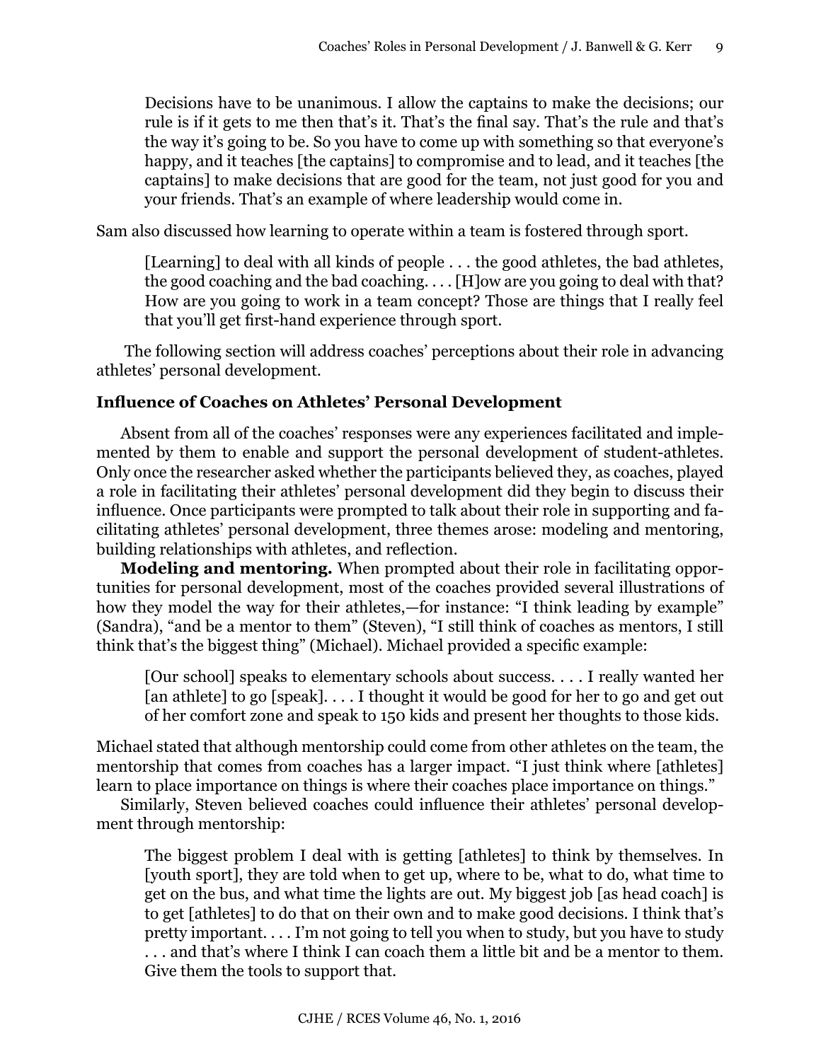> Decisions have to be unanimous. I allow the captains to make the decisions; our rule is if it gets to me then that's it. That's the final say. That's the rule and that's the way it's going to be. So you have to come up with something so that everyone's happy, and it teaches [the captains] to compromise and to lead, and it teaches [the captains] to make decisions that are good for the team, not just good for you and your friends. That's an example of where leadership would come in.

Sam also discussed how learning to operate within a team is fostered through sport.

> [Learning] to deal with all kinds of people . . . the good athletes, the bad athletes, the good coaching and the bad coaching. . . . [H]ow are you going to deal with that? How are you going to work in a team concept? Those are things that I really feel that you'll get first-hand experience through sport.

The following section will address coaches' perceptions about their role in advancing athletes' personal development.

### Influence of Coaches on Athletes' Personal Development

Absent from all of the coaches' responses were any experiences facilitated and implemented by them to enable and support the personal development of student-athletes. Only once the researcher asked whether the participants believed they, as coaches, played a role in facilitating their athletes' personal development did they begin to discuss their influence. Once participants were prompted to talk about their role in supporting and facilitating athletes' personal development, three themes arose: modeling and mentoring, building relationships with athletes, and reflection.

**Modeling and mentoring.** When prompted about their role in facilitating opportunities for personal development, most of the coaches provided several illustrations of how they model the way for their athletes,—for instance: "I think leading by example" (Sandra), "and be a mentor to them" (Steven), "I still think of coaches as mentors, I still think that's the biggest thing" (Michael). Michael provided a specific example:

> [Our school] speaks to elementary schools about success. . . . I really wanted her [an athlete] to go [speak]. . . . I thought it would be good for her to go and get out of her comfort zone and speak to 150 kids and present her thoughts to those kids.

Michael stated that although mentorship could come from other athletes on the team, the mentorship that comes from coaches has a larger impact. "I just think where [athletes] learn to place importance on things is where their coaches place importance on things."

Similarly, Steven believed coaches could influence their athletes' personal development through mentorship:

> The biggest problem I deal with is getting [athletes] to think by themselves. In [youth sport], they are told when to get up, where to be, what to do, what time to get on the bus, and what time the lights are out. My biggest job [as head coach] is to get [athletes] to do that on their own and to make good decisions. I think that's pretty important. . . . I'm not going to tell you when to study, but you have to study . . . and that's where I think I can coach them a little bit and be a mentor to them. Give them the tools to support that.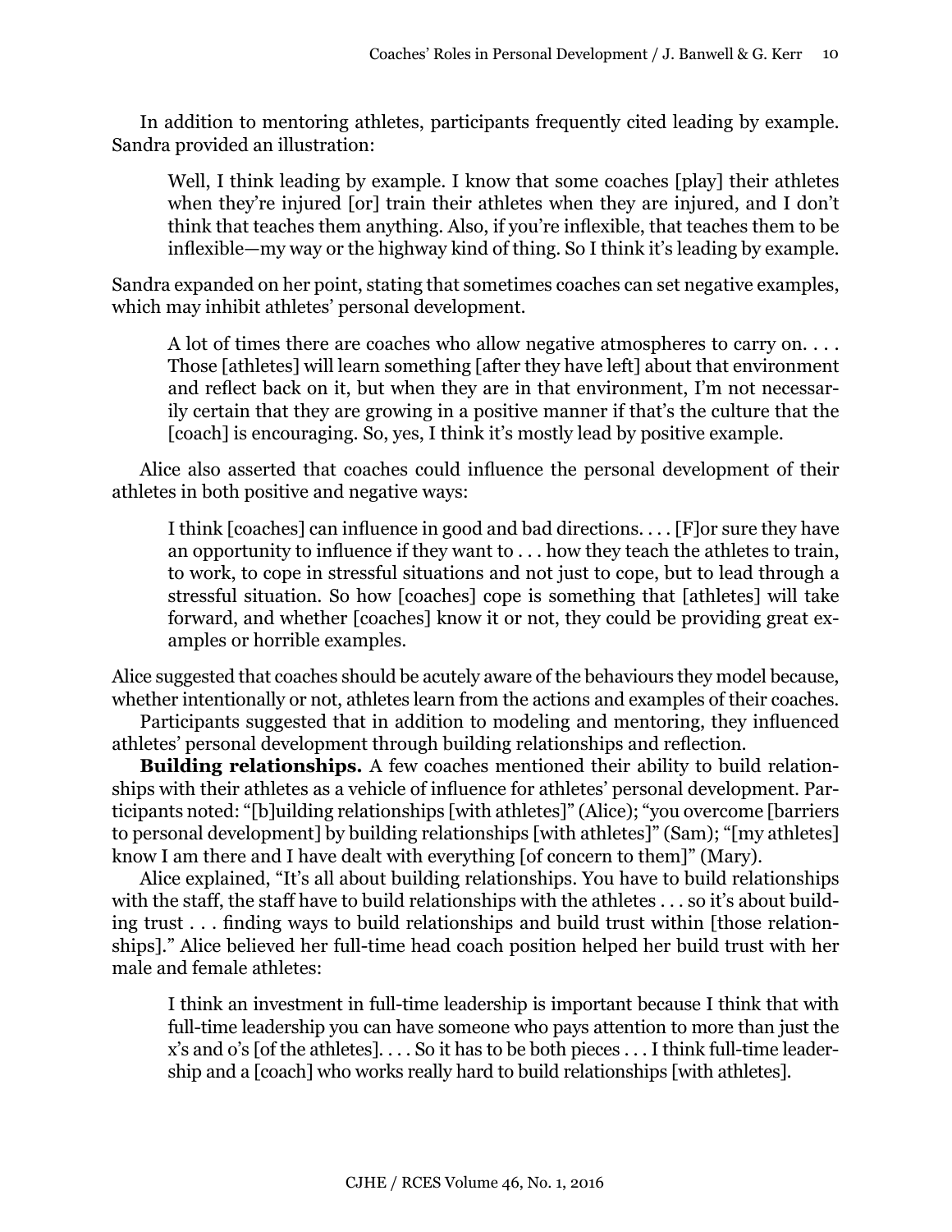In addition to mentoring athletes, participants frequently cited leading by example. Sandra provided an illustration:

> Well, I think leading by example. I know that some coaches [play] their athletes when they're injured [or] train their athletes when they are injured, and I don't think that teaches them anything. Also, if you're inflexible, that teaches them to be inflexible—my way or the highway kind of thing. So I think it's leading by example.

Sandra expanded on her point, stating that sometimes coaches can set negative examples, which may inhibit athletes' personal development.

> A lot of times there are coaches who allow negative atmospheres to carry on. . . . Those [athletes] will learn something [after they have left] about that environment and reflect back on it, but when they are in that environment, I'm not necessarily certain that they are growing in a positive manner if that's the culture that the [coach] is encouraging. So, yes, I think it's mostly lead by positive example.

Alice also asserted that coaches could influence the personal development of their athletes in both positive and negative ways:

> I think [coaches] can influence in good and bad directions. . . . [F]or sure they have an opportunity to influence if they want to . . . how they teach the athletes to train, to work, to cope in stressful situations and not just to cope, but to lead through a stressful situation. So how [coaches] cope is something that [athletes] will take forward, and whether [coaches] know it or not, they could be providing great examples or horrible examples.

Alice suggested that coaches should be acutely aware of the behaviours they model because, whether intentionally or not, athletes learn from the actions and examples of their coaches.

Participants suggested that in addition to modeling and mentoring, they influenced athletes' personal development through building relationships and reflection.

**Building relationships.** A few coaches mentioned their ability to build relationships with their athletes as a vehicle of influence for athletes' personal development. Participants noted: "[b]uilding relationships [with athletes]" (Alice); "you overcome [barriers to personal development] by building relationships [with athletes]" (Sam); "[my athletes] know I am there and I have dealt with everything [of concern to them]" (Mary).

Alice explained, "It's all about building relationships. You have to build relationships with the staff, the staff have to build relationships with the athletes . . . so it's about building trust . . . finding ways to build relationships and build trust within [those relationships]." Alice believed her full-time head coach position helped her build trust with her male and female athletes:

> I think an investment in full-time leadership is important because I think that with full-time leadership you can have someone who pays attention to more than just the x's and o's [of the athletes]. . . . So it has to be both pieces . . . I think full-time leadership and a [coach] who works really hard to build relationships [with athletes].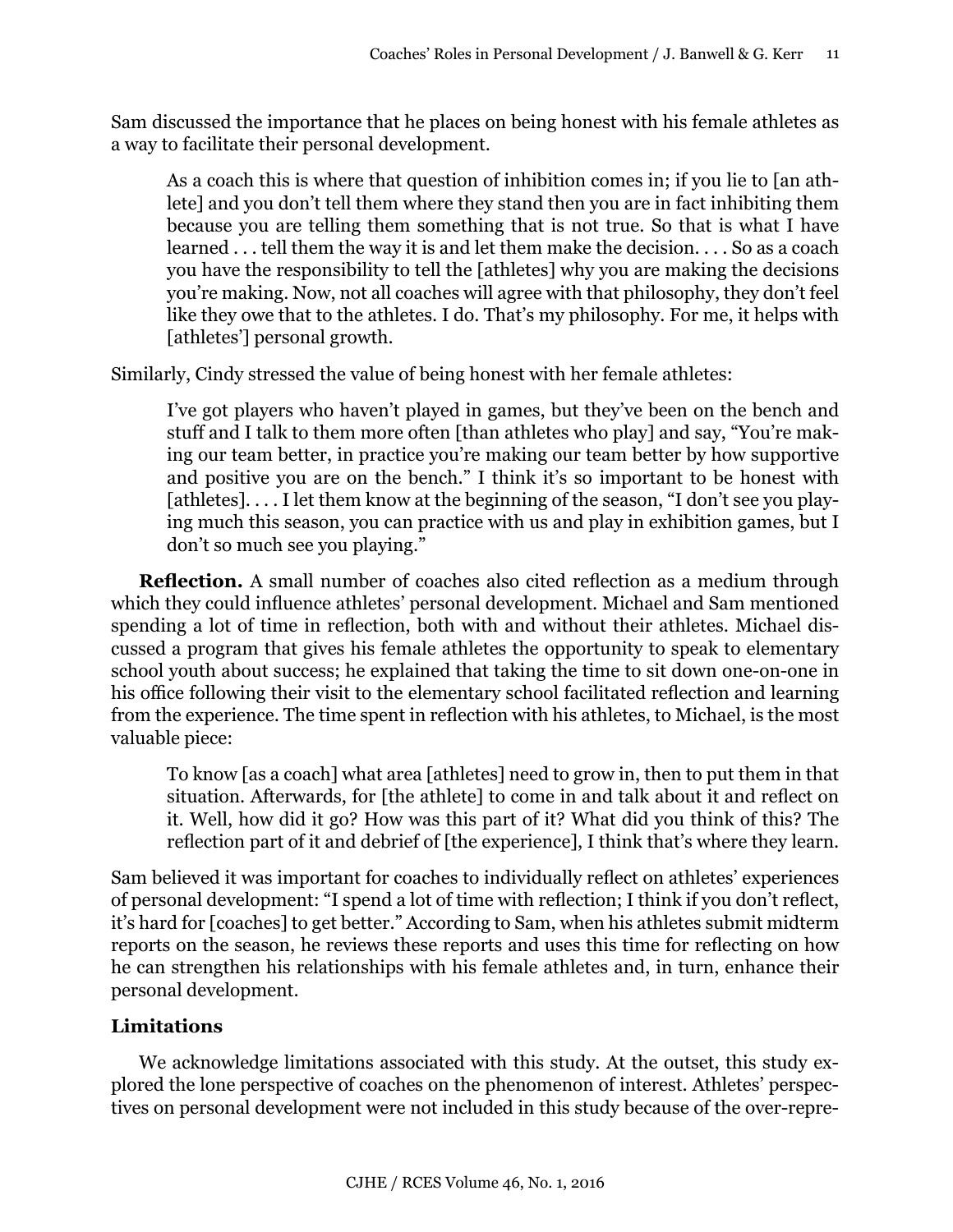Sam discussed the importance that he places on being honest with his female athletes as a way to facilitate their personal development.

> As a coach this is where that question of inhibition comes in; if you lie to [an athlete] and you don't tell them where they stand then you are in fact inhibiting them because you are telling them something that is not true. So that is what I have learned . . . tell them the way it is and let them make the decision. . . . So as a coach you have the responsibility to tell the [athletes] why you are making the decisions you're making. Now, not all coaches will agree with that philosophy, they don't feel like they owe that to the athletes. I do. That's my philosophy. For me, it helps with [athletes'] personal growth.

Similarly, Cindy stressed the value of being honest with her female athletes:

> I've got players who haven't played in games, but they've been on the bench and stuff and I talk to them more often [than athletes who play] and say, "You're making our team better, in practice you're making our team better by how supportive and positive you are on the bench." I think it's so important to be honest with [athletes]. . . . I let them know at the beginning of the season, "I don't see you playing much this season, you can practice with us and play in exhibition games, but I don't so much see you playing."

**Reflection.** A small number of coaches also cited reflection as a medium through which they could influence athletes' personal development. Michael and Sam mentioned spending a lot of time in reflection, both with and without their athletes. Michael discussed a program that gives his female athletes the opportunity to speak to elementary school youth about success; he explained that taking the time to sit down one-on-one in his office following their visit to the elementary school facilitated reflection and learning from the experience. The time spent in reflection with his athletes, to Michael, is the most valuable piece:

> To know [as a coach] what area [athletes] need to grow in, then to put them in that situation. Afterwards, for [the athlete] to come in and talk about it and reflect on it. Well, how did it go? How was this part of it? What did you think of this? The reflection part of it and debrief of [the experience], I think that's where they learn.

Sam believed it was important for coaches to individually reflect on athletes' experiences of personal development: "I spend a lot of time with reflection; I think if you don't reflect, it's hard for [coaches] to get better." According to Sam, when his athletes submit midterm reports on the season, he reviews these reports and uses this time for reflecting on how he can strengthen his relationships with his female athletes and, in turn, enhance their personal development.

## Limitations

We acknowledge limitations associated with this study. At the outset, this study explored the lone perspective of coaches on the phenomenon of interest. Athletes' perspectives on personal development were not included in this study because of the over-repre-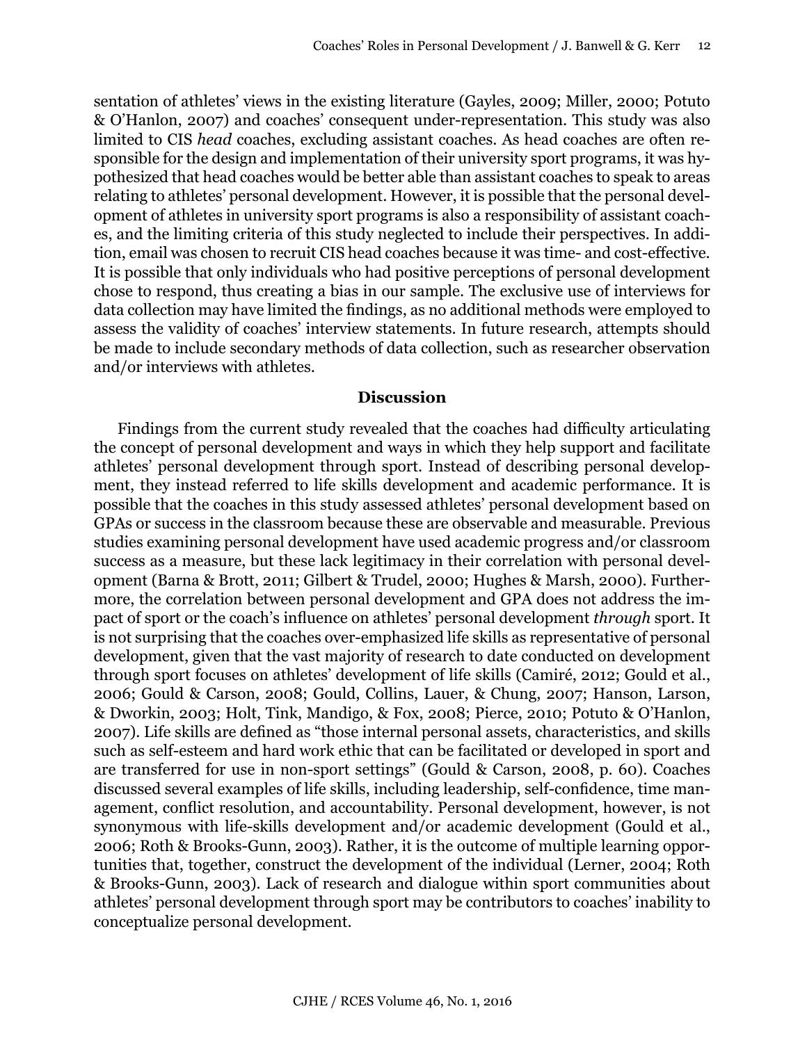sentation of athletes' views in the existing literature (Gayles, 2009; Miller, 2000; Potuto & O'Hanlon, 2007) and coaches' consequent under-representation. This study was also limited to CIS *head* coaches, excluding assistant coaches. As head coaches are often responsible for the design and implementation of their university sport programs, it was hypothesized that head coaches would be better able than assistant coaches to speak to areas relating to athletes' personal development. However, it is possible that the personal development of athletes in university sport programs is also a responsibility of assistant coaches, and the limiting criteria of this study neglected to include their perspectives. In addition, email was chosen to recruit CIS head coaches because it was time- and cost-effective. It is possible that only individuals who had positive perceptions of personal development chose to respond, thus creating a bias in our sample. The exclusive use of interviews for data collection may have limited the findings, as no additional methods were employed to assess the validity of coaches' interview statements. In future research, attempts should be made to include secondary methods of data collection, such as researcher observation and/or interviews with athletes.

## Discussion

Findings from the current study revealed that the coaches had difficulty articulating the concept of personal development and ways in which they help support and facilitate athletes' personal development through sport. Instead of describing personal development, they instead referred to life skills development and academic performance. It is possible that the coaches in this study assessed athletes' personal development based on GPAs or success in the classroom because these are observable and measurable. Previous studies examining personal development have used academic progress and/or classroom success as a measure, but these lack legitimacy in their correlation with personal development (Barna & Brott, 2011; Gilbert & Trudel, 2000; Hughes & Marsh, 2000). Furthermore, the correlation between personal development and GPA does not address the impact of sport or the coach's influence on athletes' personal development *through* sport. It is not surprising that the coaches over-emphasized life skills as representative of personal development, given that the vast majority of research to date conducted on development through sport focuses on athletes' development of life skills (Camiré, 2012; Gould et al., 2006; Gould & Carson, 2008; Gould, Collins, Lauer, & Chung, 2007; Hanson, Larson, & Dworkin, 2003; Holt, Tink, Mandigo, & Fox, 2008; Pierce, 2010; Potuto & O'Hanlon, 2007). Life skills are defined as "those internal personal assets, characteristics, and skills such as self-esteem and hard work ethic that can be facilitated or developed in sport and are transferred for use in non-sport settings" (Gould & Carson, 2008, p. 60). Coaches discussed several examples of life skills, including leadership, self-confidence, time management, conflict resolution, and accountability. Personal development, however, is not synonymous with life-skills development and/or academic development (Gould et al., 2006; Roth & Brooks-Gunn, 2003). Rather, it is the outcome of multiple learning opportunities that, together, construct the development of the individual (Lerner, 2004; Roth & Brooks-Gunn, 2003). Lack of research and dialogue within sport communities about athletes' personal development through sport may be contributors to coaches' inability to conceptualize personal development.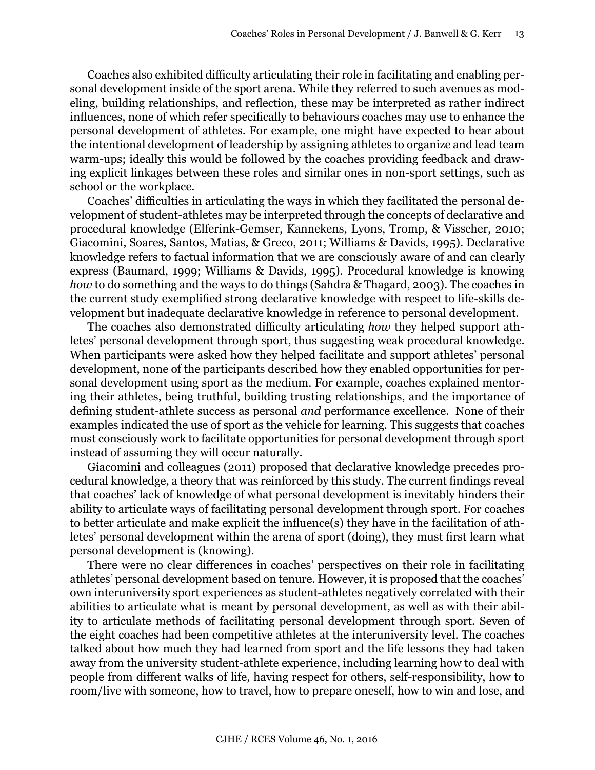Coaches also exhibited difficulty articulating their role in facilitating and enabling personal development inside of the sport arena. While they referred to such avenues as modeling, building relationships, and reflection, these may be interpreted as rather indirect influences, none of which refer specifically to behaviours coaches may use to enhance the personal development of athletes. For example, one might have expected to hear about the intentional development of leadership by assigning athletes to organize and lead team warm-ups; ideally this would be followed by the coaches providing feedback and drawing explicit linkages between these roles and similar ones in non-sport settings, such as school or the workplace.

Coaches' difficulties in articulating the ways in which they facilitated the personal development of student-athletes may be interpreted through the concepts of declarative and procedural knowledge (Elferink-Gemser, Kannekens, Lyons, Tromp, & Visscher, 2010; Giacomini, Soares, Santos, Matias, & Greco, 2011; Williams & Davids, 1995). Declarative knowledge refers to factual information that we are consciously aware of and can clearly express (Baumard, 1999; Williams & Davids, 1995). Procedural knowledge is knowing *how* to do something and the ways to do things (Sahdra & Thagard, 2003). The coaches in the current study exemplified strong declarative knowledge with respect to life-skills development but inadequate declarative knowledge in reference to personal development.

The coaches also demonstrated difficulty articulating *how* they helped support athletes' personal development through sport, thus suggesting weak procedural knowledge. When participants were asked how they helped facilitate and support athletes' personal development, none of the participants described how they enabled opportunities for personal development using sport as the medium. For example, coaches explained mentoring their athletes, being truthful, building trusting relationships, and the importance of defining student-athlete success as personal *and* performance excellence. None of their examples indicated the use of sport as the vehicle for learning. This suggests that coaches must consciously work to facilitate opportunities for personal development through sport instead of assuming they will occur naturally.

Giacomini and colleagues (2011) proposed that declarative knowledge precedes procedural knowledge, a theory that was reinforced by this study. The current findings reveal that coaches' lack of knowledge of what personal development is inevitably hinders their ability to articulate ways of facilitating personal development through sport. For coaches to better articulate and make explicit the influence(s) they have in the facilitation of athletes' personal development within the arena of sport (doing), they must first learn what personal development is (knowing).

There were no clear differences in coaches' perspectives on their role in facilitating athletes' personal development based on tenure. However, it is proposed that the coaches' own interuniversity sport experiences as student-athletes negatively correlated with their abilities to articulate what is meant by personal development, as well as with their ability to articulate methods of facilitating personal development through sport. Seven of the eight coaches had been competitive athletes at the interuniversity level. The coaches talked about how much they had learned from sport and the life lessons they had taken away from the university student-athlete experience, including learning how to deal with people from different walks of life, having respect for others, self-responsibility, how to room/live with someone, how to travel, how to prepare oneself, how to win and lose, and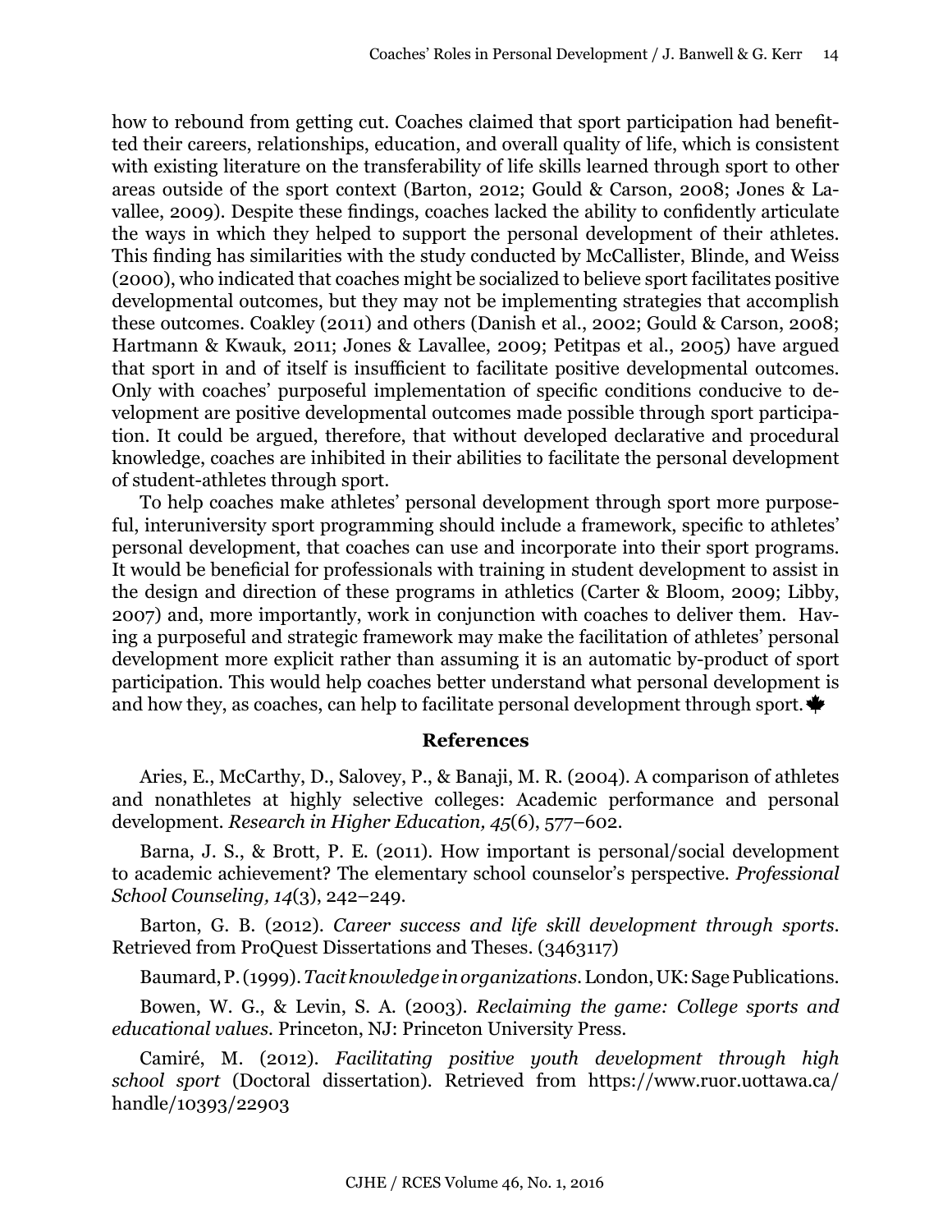how to rebound from getting cut. Coaches claimed that sport participation had benefitted their careers, relationships, education, and overall quality of life, which is consistent with existing literature on the transferability of life skills learned through sport to other areas outside of the sport context (Barton, 2012; Gould & Carson, 2008; Jones & Lavallee, 2009). Despite these findings, coaches lacked the ability to confidently articulate the ways in which they helped to support the personal development of their athletes. This finding has similarities with the study conducted by McCallister, Blinde, and Weiss (2000), who indicated that coaches might be socialized to believe sport facilitates positive developmental outcomes, but they may not be implementing strategies that accomplish these outcomes. Coakley (2011) and others (Danish et al., 2002; Gould & Carson, 2008; Hartmann & Kwauk, 2011; Jones & Lavallee, 2009; Petitpas et al., 2005) have argued that sport in and of itself is insufficient to facilitate positive developmental outcomes. Only with coaches' purposeful implementation of specific conditions conducive to development are positive developmental outcomes made possible through sport participation. It could be argued, therefore, that without developed declarative and procedural knowledge, coaches are inhibited in their abilities to facilitate the personal development of student-athletes through sport.

To help coaches make athletes' personal development through sport more purposeful, interuniversity sport programming should include a framework, specific to athletes' personal development, that coaches can use and incorporate into their sport programs. It would be beneficial for professionals with training in student development to assist in the design and direction of these programs in athletics (Carter & Bloom, 2009; Libby, 2007) and, more importantly, work in conjunction with coaches to deliver them. Having a purposeful and strategic framework may make the facilitation of athletes' personal development more explicit rather than assuming it is an automatic by-product of sport participation. This would help coaches better understand what personal development is and how they, as coaches, can help to facilitate personal development through sport.

## References

Aries, E., McCarthy, D., Salovey, P., & Banaji, M. R. (2004). A comparison of athletes and nonathletes at highly selective colleges: Academic performance and personal development. *Research in Higher Education, 45*(6), 577–602.

Barna, J. S., & Brott, P. E. (2011). How important is personal/social development to academic achievement? The elementary school counselor's perspective. *Professional School Counseling, 14*(3), 242–249.

Barton, G. B. (2012). *Career success and life skill development through sports*. Retrieved from ProQuest Dissertations and Theses. (3463117)

Baumard, P. (1999). *Tacit knowledge in organizations*. London, UK: Sage Publications.

Bowen, W. G., & Levin, S. A. (2003). *Reclaiming the game: College sports and educational values*. Princeton, NJ: Princeton University Press.

Camiré, M. (2012). *Facilitating positive youth development through high school sport* (Doctoral dissertation). Retrieved from https://www.ruor.uottawa.ca/handle/10393/22903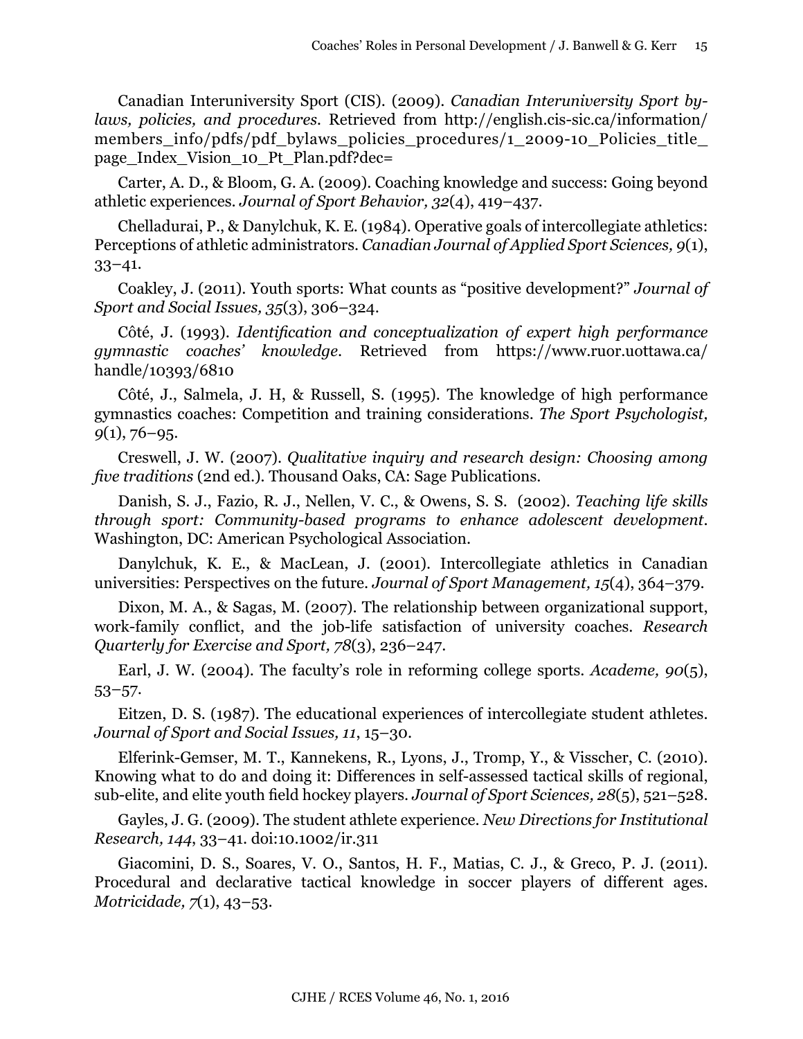Canadian Interuniversity Sport (CIS). (2009). *Canadian Interuniversity Sport by-laws, policies, and procedures.* Retrieved from http://english.cis-sic.ca/information/members_info/pdfs/pdf_bylaws_policies_procedures/1_2009-10_Policies_title_page_Index_Vision_10_Pt_Plan.pdf?dec=

Carter, A. D., & Bloom, G. A. (2009). Coaching knowledge and success: Going beyond athletic experiences. *Journal of Sport Behavior, 32*(4), 419–437.

Chelladurai, P., & Danylchuk, K. E. (1984). Operative goals of intercollegiate athletics: Perceptions of athletic administrators. *Canadian Journal of Applied Sport Sciences, 9*(1), 33–41.

Coakley, J. (2011). Youth sports: What counts as "positive development?" *Journal of Sport and Social Issues, 35*(3), 306–324.

Côté, J. (1993). *Identification and conceptualization of expert high performance gymnastic coaches' knowledge*. Retrieved from https://www.ruor.uottawa.ca/handle/10393/6810

Côté, J., Salmela, J. H, & Russell, S. (1995). The knowledge of high performance gymnastics coaches: Competition and training considerations. *The Sport Psychologist, 9*(1), 76–95.

Creswell, J. W. (2007). *Qualitative inquiry and research design: Choosing among five traditions* (2nd ed.). Thousand Oaks, CA: Sage Publications.

Danish, S. J., Fazio, R. J., Nellen, V. C., & Owens, S. S. (2002). *Teaching life skills through sport: Community-based programs to enhance adolescent development*. Washington, DC: American Psychological Association.

Danylchuk, K. E., & MacLean, J. (2001). Intercollegiate athletics in Canadian universities: Perspectives on the future. *Journal of Sport Management, 15*(4), 364–379.

Dixon, M. A., & Sagas, M. (2007). The relationship between organizational support, work-family conflict, and the job-life satisfaction of university coaches. *Research Quarterly for Exercise and Sport, 78*(3), 236–247.

Earl, J. W. (2004). The faculty's role in reforming college sports. *Academe, 90*(5), 53–57.

Eitzen, D. S. (1987). The educational experiences of intercollegiate student athletes. *Journal of Sport and Social Issues, 11*, 15–30.

Elferink-Gemser, M. T., Kannekens, R., Lyons, J., Tromp, Y., & Visscher, C. (2010). Knowing what to do and doing it: Differences in self-assessed tactical skills of regional, sub-elite, and elite youth field hockey players. *Journal of Sport Sciences, 28*(5), 521–528.

Gayles, J. G. (2009). The student athlete experience. *New Directions for Institutional Research, 144*, 33–41. doi:10.1002/ir.311

Giacomini, D. S., Soares, V. O., Santos, H. F., Matias, C. J., & Greco, P. J. (2011). Procedural and declarative tactical knowledge in soccer players of different ages. *Motricidade, 7*(1), 43–53.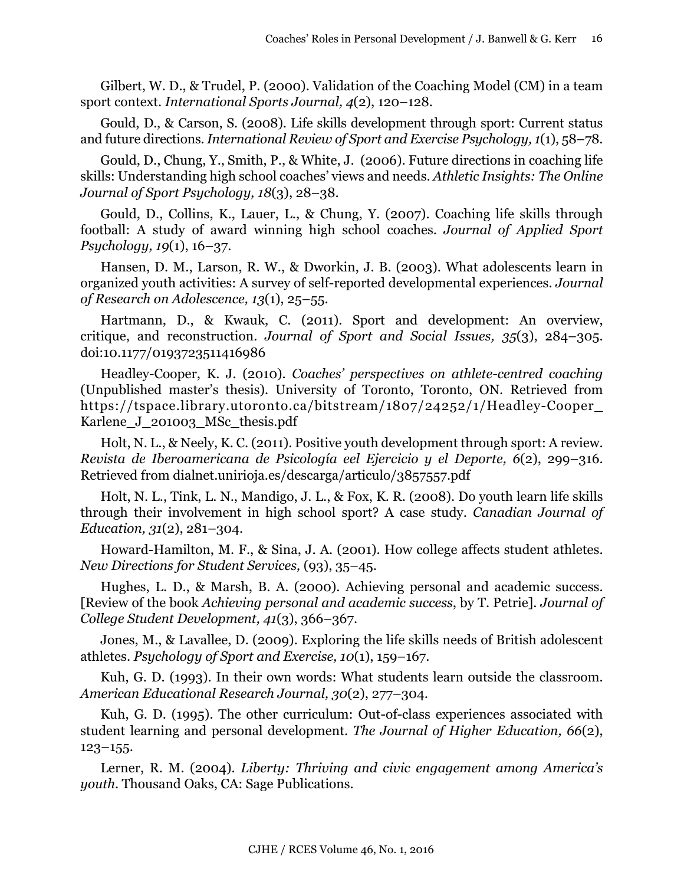Gilbert, W. D., & Trudel, P. (2000). Validation of the Coaching Model (CM) in a team sport context. *International Sports Journal, 4*(2), 120–128.

Gould, D., & Carson, S. (2008). Life skills development through sport: Current status and future directions. *International Review of Sport and Exercise Psychology, 1*(1), 58–78.

Gould, D., Chung, Y., Smith, P., & White, J. (2006). Future directions in coaching life skills: Understanding high school coaches' views and needs. *Athletic Insights: The Online Journal of Sport Psychology, 18*(3), 28–38.

Gould, D., Collins, K., Lauer, L., & Chung, Y. (2007). Coaching life skills through football: A study of award winning high school coaches. *Journal of Applied Sport Psychology, 19*(1), 16–37.

Hansen, D. M., Larson, R. W., & Dworkin, J. B. (2003). What adolescents learn in organized youth activities: A survey of self-reported developmental experiences. *Journal of Research on Adolescence, 13*(1), 25–55.

Hartmann, D., & Kwauk, C. (2011). Sport and development: An overview, critique, and reconstruction. *Journal of Sport and Social Issues, 35*(3), 284–305. doi:10.1177/0193723511416986

Headley-Cooper, K. J. (2010). *Coaches' perspectives on athlete-centred coaching* (Unpublished master's thesis). University of Toronto, Toronto, ON. Retrieved from https://tspace.library.utoronto.ca/bitstream/1807/24252/1/Headley-Cooper_Karlene_J_201003_MSc_thesis.pdf

Holt, N. L., & Neely, K. C. (2011). Positive youth development through sport: A review. *Revista de Iberoamericana de Psicología eel Ejercicio y el Deporte, 6*(2), 299–316. Retrieved from dialnet.unirioja.es/descarga/articulo/3857557.pdf

Holt, N. L., Tink, L. N., Mandigo, J. L., & Fox, K. R. (2008). Do youth learn life skills through their involvement in high school sport? A case study. *Canadian Journal of Education, 31*(2), 281–304.

Howard-Hamilton, M. F., & Sina, J. A. (2001). How college affects student athletes. *New Directions for Student Services,* (93), 35–45.

Hughes, L. D., & Marsh, B. A. (2000). Achieving personal and academic success. [Review of the book *Achieving personal and academic success*, by T. Petrie]. *Journal of College Student Development, 41*(3), 366–367.

Jones, M., & Lavallee, D. (2009). Exploring the life skills needs of British adolescent athletes. *Psychology of Sport and Exercise, 10*(1), 159–167.

Kuh, G. D. (1993). In their own words: What students learn outside the classroom. *American Educational Research Journal, 30*(2), 277–304.

Kuh, G. D. (1995). The other curriculum: Out-of-class experiences associated with student learning and personal development. *The Journal of Higher Education, 66*(2), 123–155.

Lerner, R. M. (2004). *Liberty: Thriving and civic engagement among America's youth*. Thousand Oaks, CA: Sage Publications.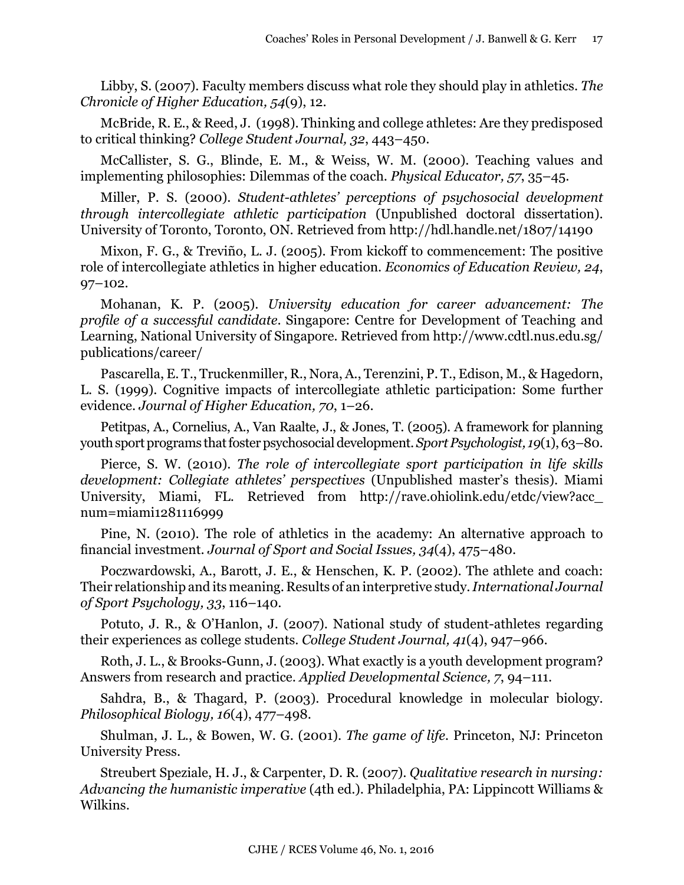Libby, S. (2007). Faculty members discuss what role they should play in athletics. *The Chronicle of Higher Education, 54*(9), 12.

McBride, R. E., & Reed, J. (1998). Thinking and college athletes: Are they predisposed to critical thinking? *College Student Journal, 32*, 443–450.

McCallister, S. G., Blinde, E. M., & Weiss, W. M. (2000). Teaching values and implementing philosophies: Dilemmas of the coach. *Physical Educator, 57*, 35–45.

Miller, P. S. (2000). *Student-athletes' perceptions of psychosocial development through intercollegiate athletic participation* (Unpublished doctoral dissertation). University of Toronto, Toronto, ON. Retrieved from http://hdl.handle.net/1807/14190

Mixon, F. G., & Treviño, L. J. (2005). From kickoff to commencement: The positive role of intercollegiate athletics in higher education. *Economics of Education Review, 24*, 97–102.

Mohanan, K. P. (2005). *University education for career advancement: The profile of a successful candidate*. Singapore: Centre for Development of Teaching and Learning, National University of Singapore. Retrieved from http://www.cdtl.nus.edu.sg/publications/career/

Pascarella, E. T., Truckenmiller, R., Nora, A., Terenzini, P. T., Edison, M., & Hagedorn, L. S. (1999). Cognitive impacts of intercollegiate athletic participation: Some further evidence. *Journal of Higher Education, 70*, 1–26.

Petitpas, A., Cornelius, A., Van Raalte, J., & Jones, T. (2005). A framework for planning youth sport programs that foster psychosocial development. *Sport Psychologist, 19*(1), 63–80.

Pierce, S. W. (2010). *The role of intercollegiate sport participation in life skills development: Collegiate athletes' perspectives* (Unpublished master's thesis). Miami University, Miami, FL. Retrieved from http://rave.ohiolink.edu/etdc/view?acc_num=miami1281116999

Pine, N. (2010). The role of athletics in the academy: An alternative approach to financial investment. *Journal of Sport and Social Issues, 34*(4), 475–480.

Poczwardowski, A., Barott, J. E., & Henschen, K. P. (2002). The athlete and coach: Their relationship and its meaning. Results of an interpretive study. *International Journal of Sport Psychology, 33*, 116–140.

Potuto, J. R., & O'Hanlon, J. (2007). National study of student-athletes regarding their experiences as college students. *College Student Journal, 41*(4), 947–966.

Roth, J. L., & Brooks-Gunn, J. (2003). What exactly is a youth development program? Answers from research and practice. *Applied Developmental Science, 7*, 94–111.

Sahdra, B., & Thagard, P. (2003). Procedural knowledge in molecular biology. *Philosophical Biology, 16*(4), 477–498.

Shulman, J. L., & Bowen, W. G. (2001). *The game of life*. Princeton, NJ: Princeton University Press.

Streubert Speziale, H. J., & Carpenter, D. R. (2007). *Qualitative research in nursing: Advancing the humanistic imperative* (4th ed.). Philadelphia, PA: Lippincott Williams & Wilkins.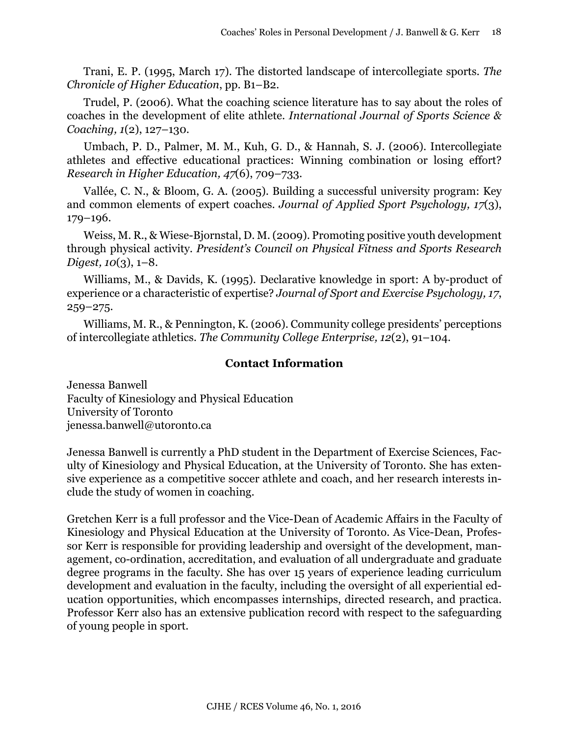Trani, E. P. (1995, March 17). The distorted landscape of intercollegiate sports. *The Chronicle of Higher Education*, pp. B1–B2.

Trudel, P. (2006). What the coaching science literature has to say about the roles of coaches in the development of elite athlete. *International Journal of Sports Science & Coaching, 1*(2), 127–130.

Umbach, P. D., Palmer, M. M., Kuh, G. D., & Hannah, S. J. (2006). Intercollegiate athletes and effective educational practices: Winning combination or losing effort? *Research in Higher Education, 47*(6), 709–733.

Vallée, C. N., & Bloom, G. A. (2005). Building a successful university program: Key and common elements of expert coaches. *Journal of Applied Sport Psychology, 17*(3), 179–196.

Weiss, M. R., & Wiese-Bjornstal, D. M. (2009). Promoting positive youth development through physical activity. *President's Council on Physical Fitness and Sports Research Digest, 10*(3), 1–8.

Williams, M., & Davids, K. (1995). Declarative knowledge in sport: A by-product of experience or a characteristic of expertise? *Journal of Sport and Exercise Psychology, 17*, 259–275.

Williams, M. R., & Pennington, K. (2006). Community college presidents' perceptions of intercollegiate athletics. *The Community College Enterprise, 12*(2), 91–104.

## Contact Information

Jenessa Banwell
Faculty of Kinesiology and Physical Education
University of Toronto
jenessa.banwell@utoronto.ca

Jenessa Banwell is currently a PhD student in the Department of Exercise Sciences, Faculty of Kinesiology and Physical Education, at the University of Toronto. She has extensive experience as a competitive soccer athlete and coach, and her research interests include the study of women in coaching.

Gretchen Kerr is a full professor and the Vice-Dean of Academic Affairs in the Faculty of Kinesiology and Physical Education at the University of Toronto. As Vice-Dean, Professor Kerr is responsible for providing leadership and oversight of the development, management, co-ordination, accreditation, and evaluation of all undergraduate and graduate degree programs in the faculty. She has over 15 years of experience leading curriculum development and evaluation in the faculty, including the oversight of all experiential education opportunities, which encompasses internships, directed research, and practica. Professor Kerr also has an extensive publication record with respect to the safeguarding of young people in sport.